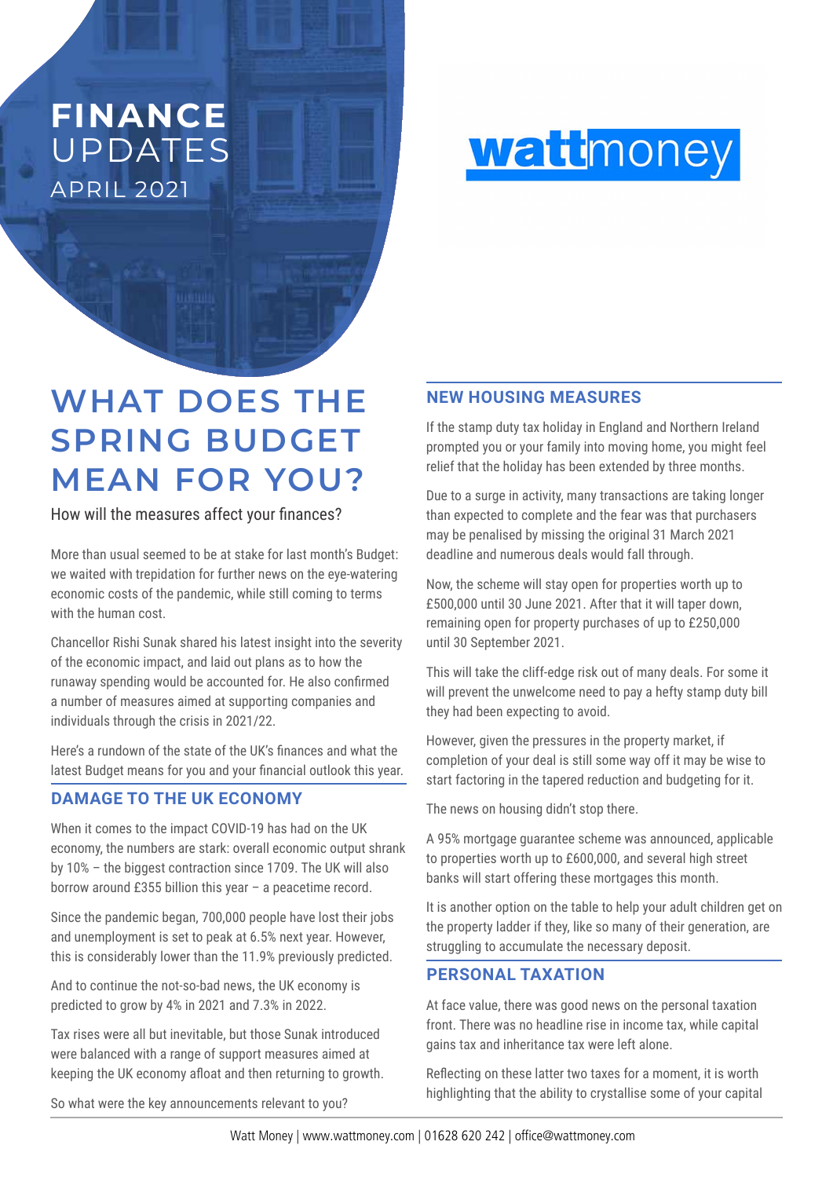# FINANCE UPDATES

APRIL 2021

wattmoney

# WHAT DOES THE SPRING BUDGET MEAN FOR YOU?

How will the measures affect your finances?

More than usual seemed to be at stake for last month's Budget: we waited with trepidation for further news on the eye-watering economic costs of the pandemic, while still coming to terms with the human cost.

Chancellor Rishi Sunak shared his latest insight into the severity of the economic impact, and laid out plans as to how the runaway spending would be accounted for. He also confirmed a number of measures aimed at supporting companies and individuals through the crisis in 2021/22.

Here's a rundown of the state of the UK's finances and what the latest Budget means for you and your financial outlook this year.

## DAMAGE TO THE UK ECONOMY

When it comes to the impact COVID-19 has had on the UK economy, the numbers are stark: overall economic output shrank by 10% – the biggest contraction since 1709. The UK will also borrow around £355 billion this year – a peacetime record.

Since the pandemic began, 700,000 people have lost their jobs and unemployment is set to peak at 6.5% next year. However, this is considerably lower than the 11.9% previously predicted.

And to continue the not-so-bad news, the UK economy is predicted to grow by 4% in 2021 and 7.3% in 2022.

Tax rises were all but inevitable, but those Sunak introduced were balanced with a range of support measures aimed at keeping the UK economy afloat and then returning to growth.

So what were the key announcements relevant to you?

## NEW HOUSING MEASURES

If the stamp duty tax holiday in England and Northern Ireland prompted you or your family into moving home, you might feel relief that the holiday has been extended by three months.

Due to a surge in activity, many transactions are taking longer than expected to complete and the fear was that purchasers may be penalised by missing the original 31 March 2021 deadline and numerous deals would fall through.

Now, the scheme will stay open for properties worth up to £500,000 until 30 June 2021. After that it will taper down, remaining open for property purchases of up to £250,000 until 30 September 2021.

This will take the cliff-edge risk out of many deals. For some it will prevent the unwelcome need to pay a hefty stamp duty bill they had been expecting to avoid.

However, given the pressures in the property market, if completion of your deal is still some way off it may be wise to start factoring in the tapered reduction and budgeting for it.

The news on housing didn't stop there.

A 95% mortgage guarantee scheme was announced, applicable to properties worth up to £600,000, and several high street banks will start offering these mortgages this month.

It is another option on the table to help your adult children get on the property ladder if they, like so many of their generation, are struggling to accumulate the necessary deposit.

## PERSONAL TAXATION

At face value, there was good news on the personal taxation front. There was no headline rise in income tax, while capital gains tax and inheritance tax were left alone.

Reflecting on these latter two taxes for a moment, it is worth highlighting that the ability to crystallise some of your capital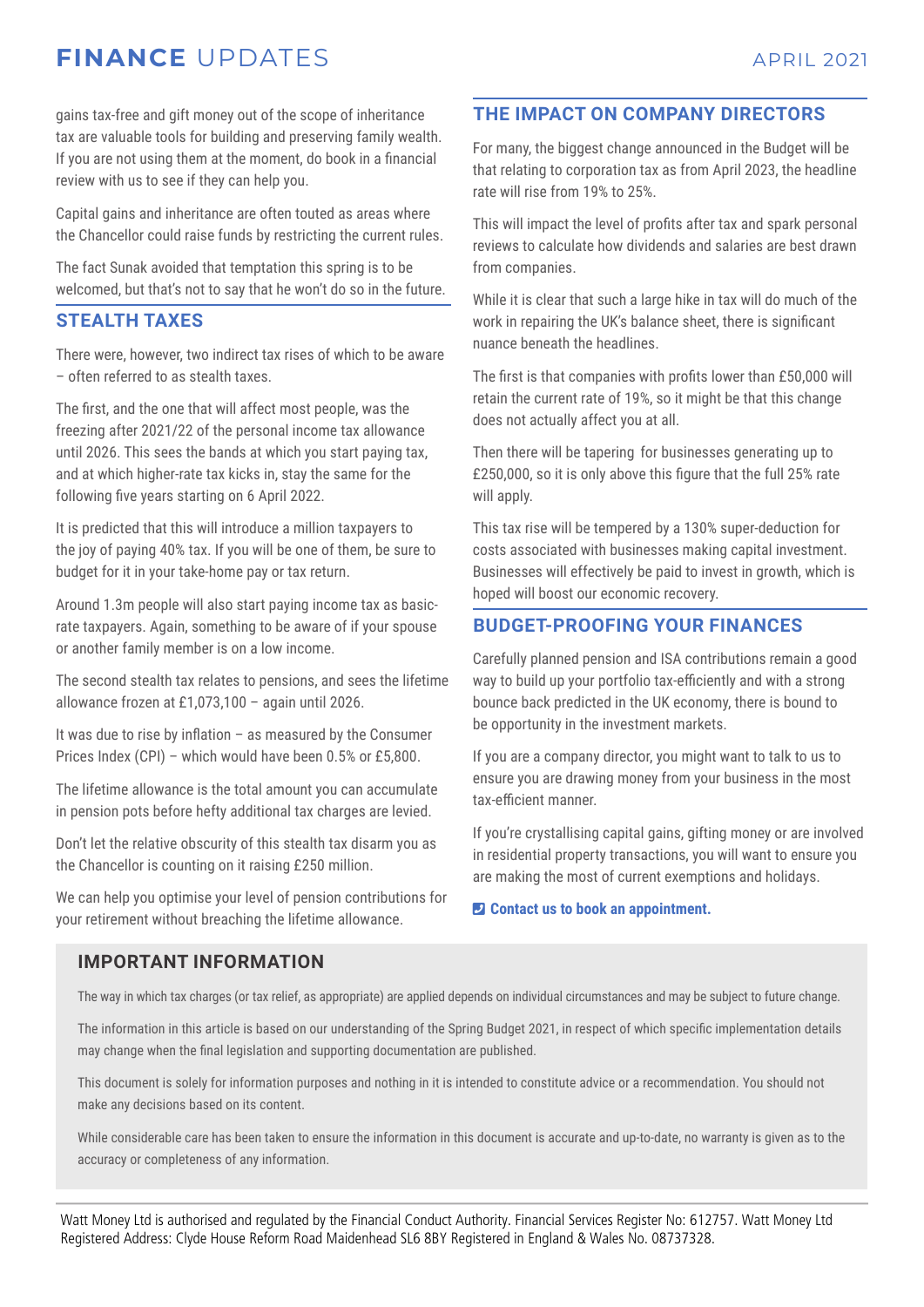gains tax-free and gift money out of the scope of inheritance tax are valuable tools for building and preserving family wealth. If you are not using them at the moment, do book in a financial review with us to see if they can help you.

Capital gains and inheritance are often touted as areas where the Chancellor could raise funds by restricting the current rules.

The fact Sunak avoided that temptation this spring is to be welcomed, but that's not to say that he won't do so in the future.

## STEALTH TAXES

There were, however, two indirect tax rises of which to be aware – often referred to as stealth taxes.

The first, and the one that will affect most people, was the freezing after 2021/22 of the personal income tax allowance until 2026. This sees the bands at which you start paying tax, and at which higher-rate tax kicks in, stay the same for the following five years starting on 6 April 2022.

It is predicted that this will introduce a million taxpayers to the joy of paying 40% tax. If you will be one of them, be sure to budget for it in your take-home pay or tax return.

Around 1.3m people will also start paying income tax as basic-rate taxpayers. Again, something to be aware of if your spouse or another family member is on a low income.

The second stealth tax relates to pensions, and sees the lifetime allowance frozen at £1,073,100 – again until 2026.

It was due to rise by inflation – as measured by the Consumer Prices Index (CPI) – which would have been 0.5% or £5,800.

The lifetime allowance is the total amount you can accumulate in pension pots before hefty additional tax charges are levied.

Don't let the relative obscurity of this stealth tax disarm you as the Chancellor is counting on it raising £250 million.

We can help you optimise your level of pension contributions for your retirement without breaching the lifetime allowance.

## THE IMPACT ON COMPANY DIRECTORS

For many, the biggest change announced in the Budget will be that relating to corporation tax as from April 2023, the headline rate will rise from 19% to 25%.

This will impact the level of profits after tax and spark personal reviews to calculate how dividends and salaries are best drawn from companies.

While it is clear that such a large hike in tax will do much of the work in repairing the UK's balance sheet, there is significant nuance beneath the headlines.

The first is that companies with profits lower than £50,000 will retain the current rate of 19%, so it might be that this change does not actually affect you at all.

Then there will be tapering for businesses generating up to £250,000, so it is only above this figure that the full 25% rate will apply.

This tax rise will be tempered by a 130% super-deduction for costs associated with businesses making capital investment. Businesses will effectively be paid to invest in growth, which is hoped will boost our economic recovery.

## BUDGET-PROOFING YOUR FINANCES

Carefully planned pension and ISA contributions remain a good way to build up your portfolio tax-efficiently and with a strong bounce back predicted in the UK economy, there is bound to be opportunity in the investment markets.

If you are a company director, you might want to talk to us to ensure you are drawing money from your business in the most tax-efficient manner.

If you're crystallising capital gains, gifting money or are involved in residential property transactions, you will want to ensure you are making the most of current exemptions and holidays.

**Contact us to book an appointment.**

## IMPORTANT INFORMATION

The way in which tax charges (or tax relief, as appropriate) are applied depends on individual circumstances and may be subject to future change.

The information in this article is based on our understanding of the Spring Budget 2021, in respect of which specific implementation details may change when the final legislation and supporting documentation are published.

This document is solely for information purposes and nothing in it is intended to constitute advice or a recommendation. You should not make any decisions based on its content.

While considerable care has been taken to ensure the information in this document is accurate and up-to-date, no warranty is given as to the accuracy or completeness of any information.

Watt Money Ltd is authorised and regulated by the Financial Conduct Authority. Financial Services Register No: 612757. Watt Money Ltd Registered Address: Clyde House Reform Road Maidenhead SL6 8BY Registered in England & Wales No. 08737328.